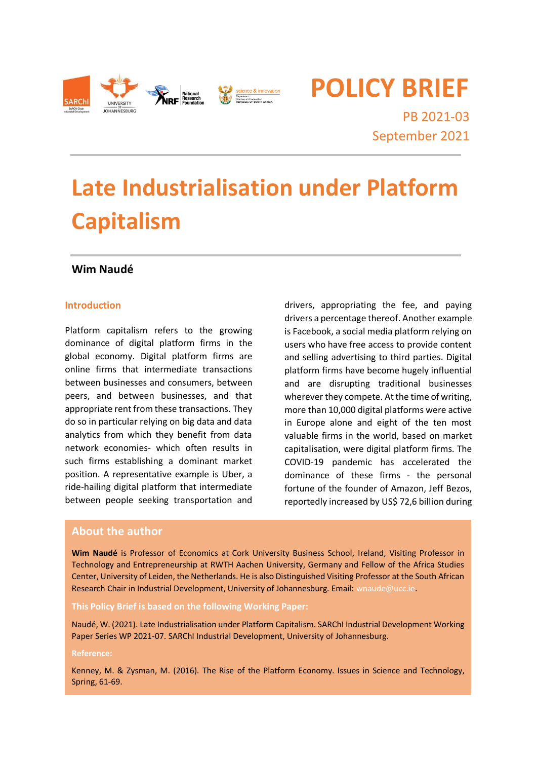POLICY BRIEF

PB 2021-03

September 2021

# Late Industrialisation under Platform Capitalism

**Wim Naudé**

## Introduction

Platform capitalism refers to the growing dominance of digital platform firms in the global economy. Digital platform firms are online firms that intermediate transactions between businesses and consumers, between peers, and between businesses, and that appropriate rent from these transactions. They do so in particular relying on big data and data analytics from which they benefit from data network economies- which often results in such firms establishing a dominant market position. A representative example is Uber, a ride-hailing digital platform that intermediate between people seeking transportation and drivers, appropriating the fee, and paying drivers a percentage thereof. Another example is Facebook, a social media platform relying on users who have free access to provide content and selling advertising to third parties. Digital platform firms have become hugely influential and are disrupting traditional businesses wherever they compete. At the time of writing, more than 10,000 digital platforms were active in Europe alone and eight of the ten most valuable firms in the world, based on market capitalisation, were digital platform firms. The COVID-19 pandemic has accelerated the dominance of these firms - the personal fortune of the founder of Amazon, Jeff Bezos, reportedly increased by US$ 72,6 billion during

## About the author

**Wim Naudé** is Professor of Economics at Cork University Business School, Ireland, Visiting Professor in Technology and Entrepreneurship at RWTH Aachen University, Germany and Fellow of the Africa Studies Center, University of Leiden, the Netherlands. He is also Distinguished Visiting Professor at the South African Research Chair in Industrial Development, University of Johannesburg. Email: wnaude@ucc.ie.

**This Policy Brief is based on the following Working Paper:**

Naudé, W. (2021). Late Industrialisation under Platform Capitalism. SARChI Industrial Development Working Paper Series WP 2021-07. SARChI Industrial Development, University of Johannesburg.

**Reference:**

Kenney, M. & Zysman, M. (2016). The Rise of the Platform Economy. Issues in Science and Technology, Spring, 61-69.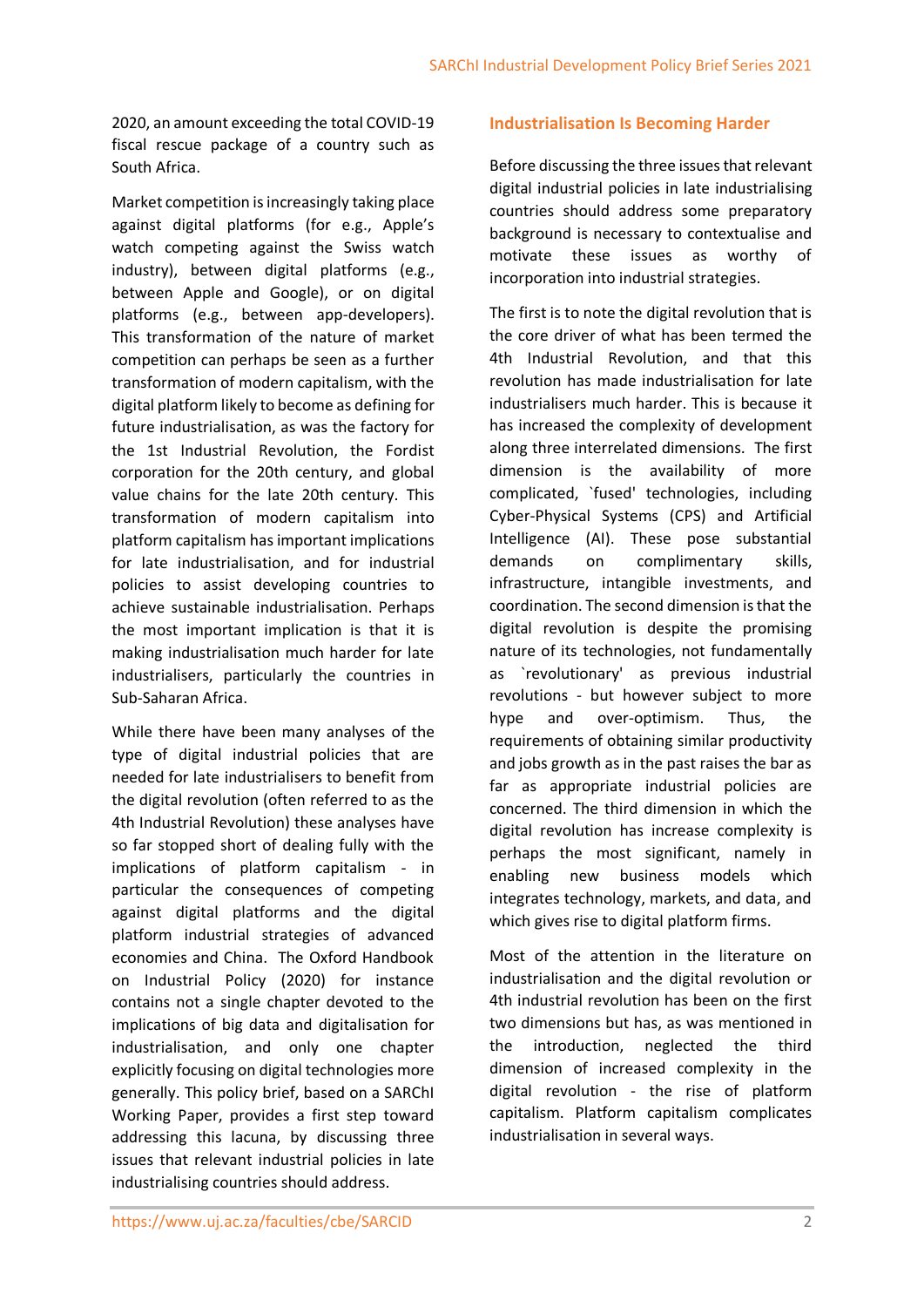2020, an amount exceeding the total COVID-19 fiscal rescue package of a country such as South Africa.

Market competition is increasingly taking place against digital platforms (for e.g., Apple's watch competing against the Swiss watch industry), between digital platforms (e.g., between Apple and Google), or on digital platforms (e.g., between app-developers). This transformation of the nature of market competition can perhaps be seen as a further transformation of modern capitalism, with the digital platform likely to become as defining for future industrialisation, as was the factory for the 1st Industrial Revolution, the Fordist corporation for the 20th century, and global value chains for the late 20th century. This transformation of modern capitalism into platform capitalism has important implications for late industrialisation, and for industrial policies to assist developing countries to achieve sustainable industrialisation. Perhaps the most important implication is that it is making industrialisation much harder for late industrialisers, particularly the countries in Sub-Saharan Africa.

While there have been many analyses of the type of digital industrial policies that are needed for late industrialisers to benefit from the digital revolution (often referred to as the 4th Industrial Revolution) these analyses have so far stopped short of dealing fully with the implications of platform capitalism - in particular the consequences of competing against digital platforms and the digital platform industrial strategies of advanced economies and China. The Oxford Handbook on Industrial Policy (2020) for instance contains not a single chapter devoted to the implications of big data and digitalisation for industrialisation, and only one chapter explicitly focusing on digital technologies more generally. This policy brief, based on a SARChI Working Paper, provides a first step toward addressing this lacuna, by discussing three issues that relevant industrial policies in late industrialising countries should address.

## Industrialisation Is Becoming Harder

Before discussing the three issues that relevant digital industrial policies in late industrialising countries should address some preparatory background is necessary to contextualise and motivate these issues as worthy of incorporation into industrial strategies.

The first is to note the digital revolution that is the core driver of what has been termed the 4th Industrial Revolution, and that this revolution has made industrialisation for late industrialisers much harder. This is because it has increased the complexity of development along three interrelated dimensions. The first dimension is the availability of more complicated, `fused' technologies, including Cyber-Physical Systems (CPS) and Artificial Intelligence (AI). These pose substantial demands on complimentary skills, infrastructure, intangible investments, and coordination. The second dimension is that the digital revolution is despite the promising nature of its technologies, not fundamentally as `revolutionary' as previous industrial revolutions - but however subject to more hype and over-optimism. Thus, the requirements of obtaining similar productivity and jobs growth as in the past raises the bar as far as appropriate industrial policies are concerned. The third dimension in which the digital revolution has increase complexity is perhaps the most significant, namely in enabling new business models which integrates technology, markets, and data, and which gives rise to digital platform firms.

Most of the attention in the literature on industrialisation and the digital revolution or 4th industrial revolution has been on the first two dimensions but has, as was mentioned in the introduction, neglected the third dimension of increased complexity in the digital revolution - the rise of platform capitalism. Platform capitalism complicates industrialisation in several ways.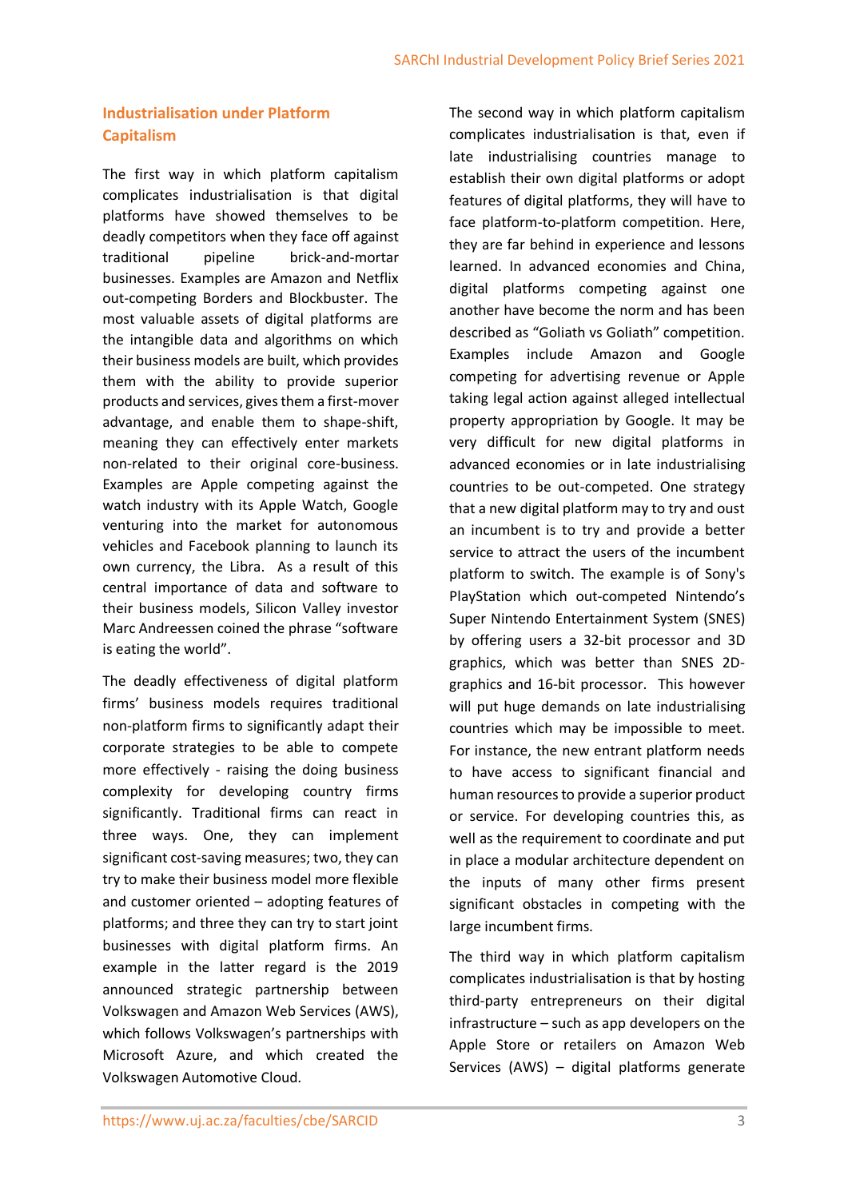## Industrialisation under Platform Capitalism

The first way in which platform capitalism complicates industrialisation is that digital platforms have showed themselves to be deadly competitors when they face off against traditional pipeline brick-and-mortar businesses. Examples are Amazon and Netflix out-competing Borders and Blockbuster. The most valuable assets of digital platforms are the intangible data and algorithms on which their business models are built, which provides them with the ability to provide superior products and services, gives them a first-mover advantage, and enable them to shape-shift, meaning they can effectively enter markets non-related to their original core-business. Examples are Apple competing against the watch industry with its Apple Watch, Google venturing into the market for autonomous vehicles and Facebook planning to launch its own currency, the Libra. As a result of this central importance of data and software to their business models, Silicon Valley investor Marc Andreessen coined the phrase "software is eating the world".

The deadly effectiveness of digital platform firms' business models requires traditional non-platform firms to significantly adapt their corporate strategies to be able to compete more effectively - raising the doing business complexity for developing country firms significantly. Traditional firms can react in three ways. One, they can implement significant cost-saving measures; two, they can try to make their business model more flexible and customer oriented – adopting features of platforms; and three they can try to start joint businesses with digital platform firms. An example in the latter regard is the 2019 announced strategic partnership between Volkswagen and Amazon Web Services (AWS), which follows Volkswagen's partnerships with Microsoft Azure, and which created the Volkswagen Automotive Cloud.

The second way in which platform capitalism complicates industrialisation is that, even if late industrialising countries manage to establish their own digital platforms or adopt features of digital platforms, they will have to face platform-to-platform competition. Here, they are far behind in experience and lessons learned. In advanced economies and China, digital platforms competing against one another have become the norm and has been described as "Goliath vs Goliath" competition. Examples include Amazon and Google competing for advertising revenue or Apple taking legal action against alleged intellectual property appropriation by Google. It may be very difficult for new digital platforms in advanced economies or in late industrialising countries to be out-competed. One strategy that a new digital platform may to try and oust an incumbent is to try and provide a better service to attract the users of the incumbent platform to switch. The example is of Sony's PlayStation which out-competed Nintendo's Super Nintendo Entertainment System (SNES) by offering users a 32-bit processor and 3D graphics, which was better than SNES 2D-graphics and 16-bit processor. This however will put huge demands on late industrialising countries which may be impossible to meet. For instance, the new entrant platform needs to have access to significant financial and human resources to provide a superior product or service. For developing countries this, as well as the requirement to coordinate and put in place a modular architecture dependent on the inputs of many other firms present significant obstacles in competing with the large incumbent firms.

The third way in which platform capitalism complicates industrialisation is that by hosting third-party entrepreneurs on their digital infrastructure – such as app developers on the Apple Store or retailers on Amazon Web Services (AWS) – digital platforms generate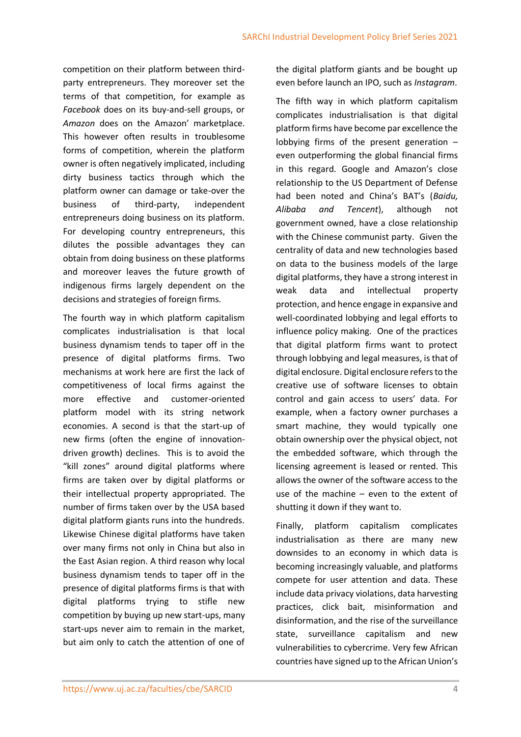competition on their platform between third-party entrepreneurs. They moreover set the terms of that competition, for example as *Facebook* does on its buy-and-sell groups, or *Amazon* does on the Amazon' marketplace. This however often results in troublesome forms of competition, wherein the platform owner is often negatively implicated, including dirty business tactics through which the platform owner can damage or take-over the business of third-party, independent entrepreneurs doing business on its platform. For developing country entrepreneurs, this dilutes the possible advantages they can obtain from doing business on these platforms and moreover leaves the future growth of indigenous firms largely dependent on the decisions and strategies of foreign firms.

The fourth way in which platform capitalism complicates industrialisation is that local business dynamism tends to taper off in the presence of digital platforms firms. Two mechanisms at work here are first the lack of competitiveness of local firms against the more effective and customer-oriented platform model with its string network economies. A second is that the start-up of new firms (often the engine of innovation-driven growth) declines. This is to avoid the "kill zones" around digital platforms where firms are taken over by digital platforms or their intellectual property appropriated. The number of firms taken over by the USA based digital platform giants runs into the hundreds. Likewise Chinese digital platforms have taken over many firms not only in China but also in the East Asian region. A third reason why local business dynamism tends to taper off in the presence of digital platforms firms is that with digital platforms trying to stifle new competition by buying up new start-ups, many start-ups never aim to remain in the market, but aim only to catch the attention of one of the digital platform giants and be bought up even before launch an IPO, such as *Instagram*.

The fifth way in which platform capitalism complicates industrialisation is that digital platform firms have become par excellence the lobbying firms of the present generation – even outperforming the global financial firms in this regard. Google and Amazon's close relationship to the US Department of Defense had been noted and China's BAT's (*Baidu, Alibaba and Tencent*), although not government owned, have a close relationship with the Chinese communist party. Given the centrality of data and new technologies based on data to the business models of the large digital platforms, they have a strong interest in weak data and intellectual property protection, and hence engage in expansive and well-coordinated lobbying and legal efforts to influence policy making. One of the practices that digital platform firms want to protect through lobbying and legal measures, is that of digital enclosure. Digital enclosure refers to the creative use of software licenses to obtain control and gain access to users' data. For example, when a factory owner purchases a smart machine, they would typically one obtain ownership over the physical object, not the embedded software, which through the licensing agreement is leased or rented. This allows the owner of the software access to the use of the machine – even to the extent of shutting it down if they want to.

Finally, platform capitalism complicates industrialisation as there are many new downsides to an economy in which data is becoming increasingly valuable, and platforms compete for user attention and data. These include data privacy violations, data harvesting practices, click bait, misinformation and disinformation, and the rise of the surveillance state, surveillance capitalism and new vulnerabilities to cybercrime. Very few African countries have signed up to the African Union's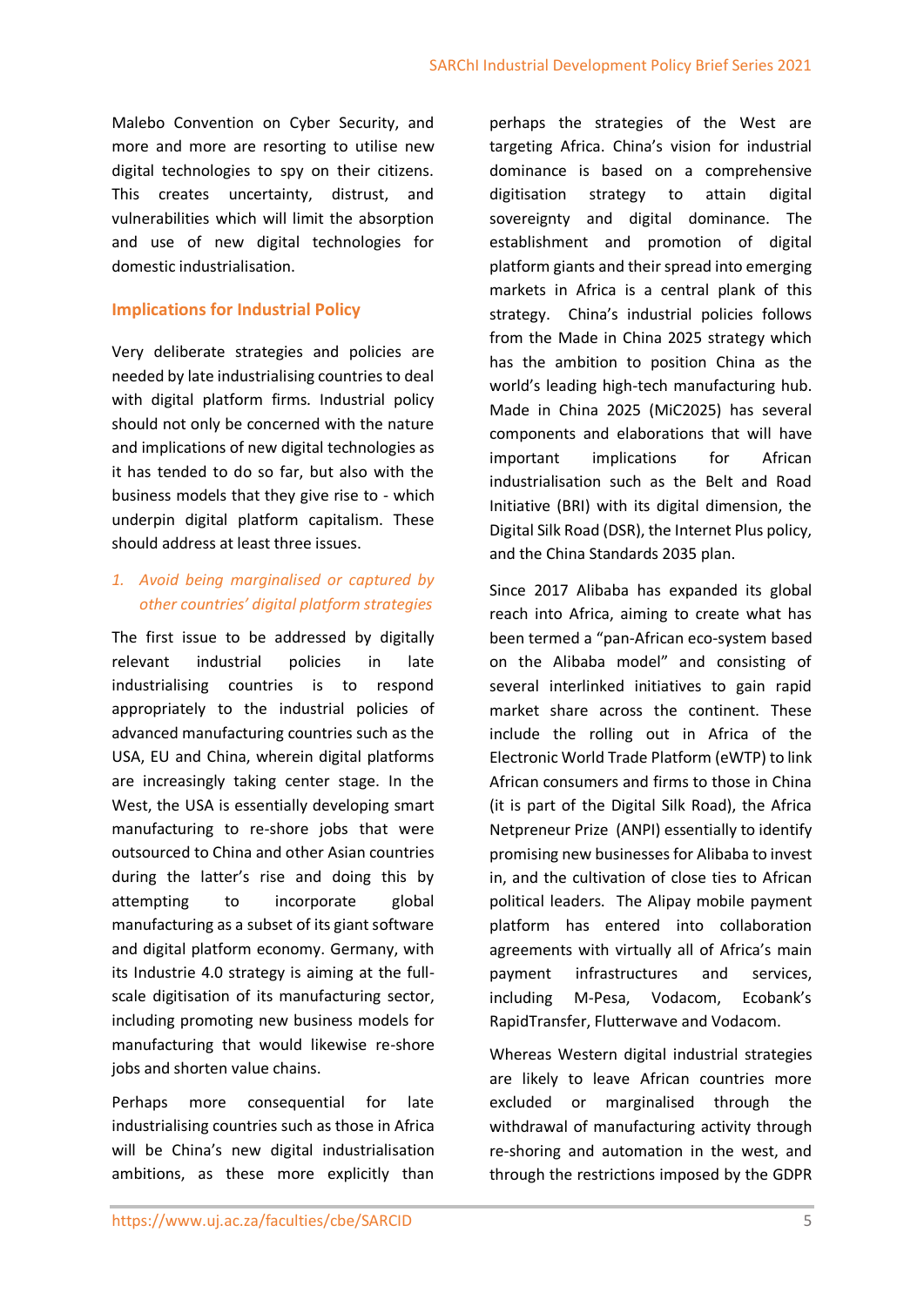Malebo Convention on Cyber Security, and more and more are resorting to utilise new digital technologies to spy on their citizens. This creates uncertainty, distrust, and vulnerabilities which will limit the absorption and use of new digital technologies for domestic industrialisation.

## Implications for Industrial Policy

Very deliberate strategies and policies are needed by late industrialising countries to deal with digital platform firms. Industrial policy should not only be concerned with the nature and implications of new digital technologies as it has tended to do so far, but also with the business models that they give rise to - which underpin digital platform capitalism. These should address at least three issues.

*1. Avoid being marginalised or captured by other countries' digital platform strategies*

The first issue to be addressed by digitally relevant industrial policies in late industrialising countries is to respond appropriately to the industrial policies of advanced manufacturing countries such as the USA, EU and China, wherein digital platforms are increasingly taking center stage. In the West, the USA is essentially developing smart manufacturing to re-shore jobs that were outsourced to China and other Asian countries during the latter's rise and doing this by attempting to incorporate global manufacturing as a subset of its giant software and digital platform economy. Germany, with its Industrie 4.0 strategy is aiming at the full-scale digitisation of its manufacturing sector, including promoting new business models for manufacturing that would likewise re-shore jobs and shorten value chains.

Perhaps more consequential for late industrialising countries such as those in Africa will be China's new digital industrialisation ambitions, as these more explicitly than perhaps the strategies of the West are targeting Africa. China's vision for industrial dominance is based on a comprehensive digitisation strategy to attain digital sovereignty and digital dominance. The establishment and promotion of digital platform giants and their spread into emerging markets in Africa is a central plank of this strategy. China's industrial policies follows from the Made in China 2025 strategy which has the ambition to position China as the world's leading high-tech manufacturing hub. Made in China 2025 (MiC2025) has several components and elaborations that will have important implications for African industrialisation such as the Belt and Road Initiative (BRI) with its digital dimension, the Digital Silk Road (DSR), the Internet Plus policy, and the China Standards 2035 plan.

Since 2017 Alibaba has expanded its global reach into Africa, aiming to create what has been termed a "pan-African eco-system based on the Alibaba model" and consisting of several interlinked initiatives to gain rapid market share across the continent. These include the rolling out in Africa of the Electronic World Trade Platform (eWTP) to link African consumers and firms to those in China (it is part of the Digital Silk Road), the Africa Netpreneur Prize (ANPI) essentially to identify promising new businesses for Alibaba to invest in, and the cultivation of close ties to African political leaders. The Alipay mobile payment platform has entered into collaboration agreements with virtually all of Africa's main payment infrastructures and services, including M-Pesa, Vodacom, Ecobank's RapidTransfer, Flutterwave and Vodacom.

Whereas Western digital industrial strategies are likely to leave African countries more excluded or marginalised through the withdrawal of manufacturing activity through re-shoring and automation in the west, and through the restrictions imposed by the GDPR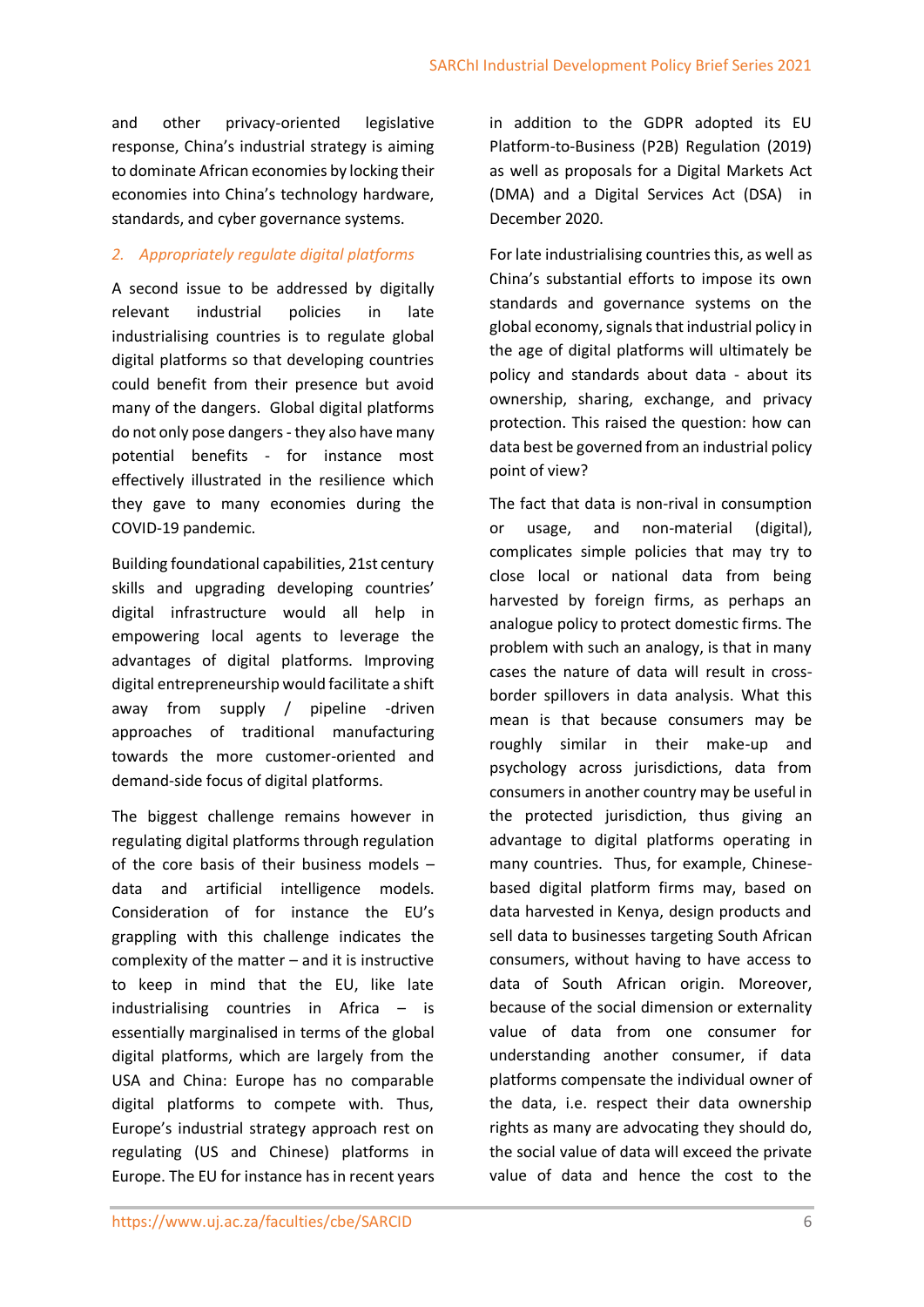and other privacy-oriented legislative response, China's industrial strategy is aiming to dominate African economies by locking their economies into China's technology hardware, standards, and cyber governance systems.

*2. Appropriately regulate digital platforms*

A second issue to be addressed by digitally relevant industrial policies in late industrialising countries is to regulate global digital platforms so that developing countries could benefit from their presence but avoid many of the dangers. Global digital platforms do not only pose dangers - they also have many potential benefits - for instance most effectively illustrated in the resilience which they gave to many economies during the COVID-19 pandemic.

Building foundational capabilities, 21st century skills and upgrading developing countries' digital infrastructure would all help in empowering local agents to leverage the advantages of digital platforms. Improving digital entrepreneurship would facilitate a shift away from supply / pipeline -driven approaches of traditional manufacturing towards the more customer-oriented and demand-side focus of digital platforms.

The biggest challenge remains however in regulating digital platforms through regulation of the core basis of their business models – data and artificial intelligence models. Consideration of for instance the EU's grappling with this challenge indicates the complexity of the matter – and it is instructive to keep in mind that the EU, like late industrialising countries in Africa – is essentially marginalised in terms of the global digital platforms, which are largely from the USA and China: Europe has no comparable digital platforms to compete with. Thus, Europe's industrial strategy approach rest on regulating (US and Chinese) platforms in Europe. The EU for instance has in recent years in addition to the GDPR adopted its EU Platform-to-Business (P2B) Regulation (2019) as well as proposals for a Digital Markets Act (DMA) and a Digital Services Act (DSA) in December 2020.

For late industrialising countries this, as well as China's substantial efforts to impose its own standards and governance systems on the global economy, signals that industrial policy in the age of digital platforms will ultimately be policy and standards about data - about its ownership, sharing, exchange, and privacy protection. This raised the question: how can data best be governed from an industrial policy point of view?

The fact that data is non-rival in consumption or usage, and non-material (digital), complicates simple policies that may try to close local or national data from being harvested by foreign firms, as perhaps an analogue policy to protect domestic firms. The problem with such an analogy, is that in many cases the nature of data will result in cross-border spillovers in data analysis. What this mean is that because consumers may be roughly similar in their make-up and psychology across jurisdictions, data from consumers in another country may be useful in the protected jurisdiction, thus giving an advantage to digital platforms operating in many countries. Thus, for example, Chinese-based digital platform firms may, based on data harvested in Kenya, design products and sell data to businesses targeting South African consumers, without having to have access to data of South African origin. Moreover, because of the social dimension or externality value of data from one consumer for understanding another consumer, if data platforms compensate the individual owner of the data, i.e. respect their data ownership rights as many are advocating they should do, the social value of data will exceed the private value of data and hence the cost to the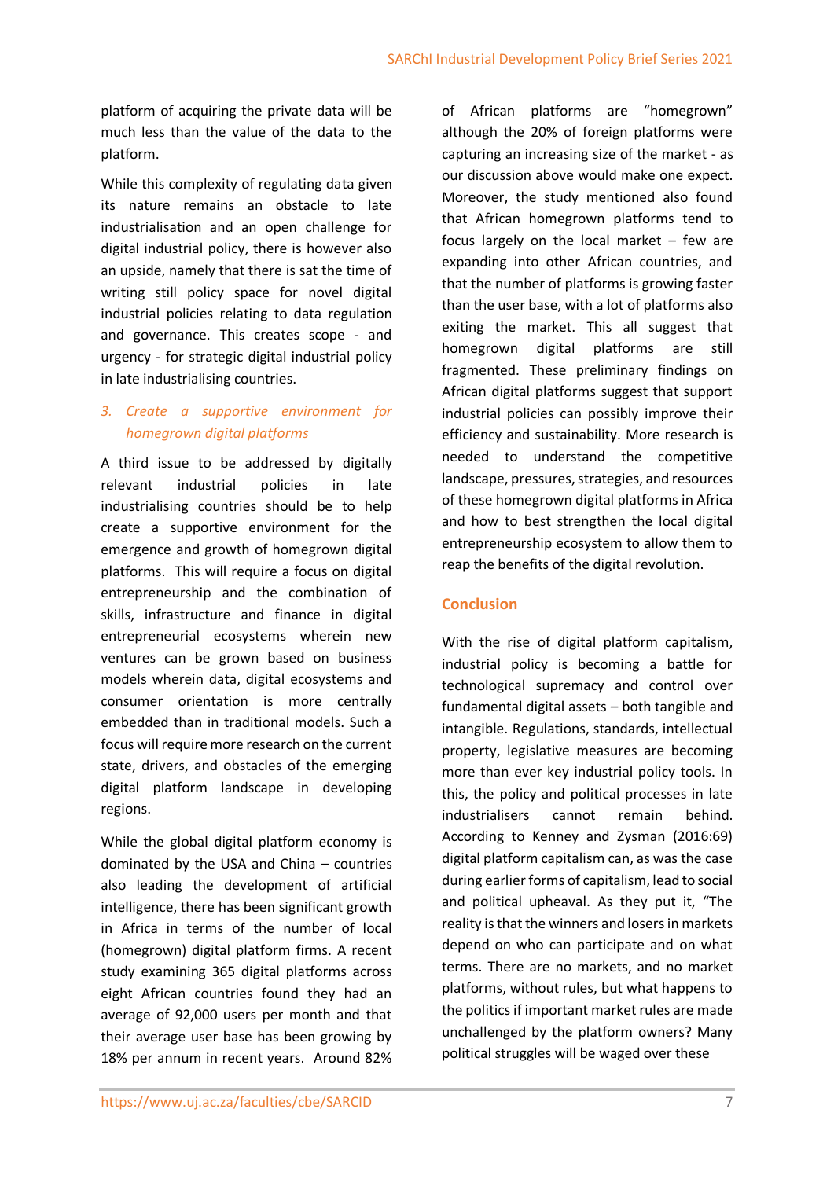platform of acquiring the private data will be much less than the value of the data to the platform.

While this complexity of regulating data given its nature remains an obstacle to late industrialisation and an open challenge for digital industrial policy, there is however also an upside, namely that there is sat the time of writing still policy space for novel digital industrial policies relating to data regulation and governance. This creates scope - and urgency - for strategic digital industrial policy in late industrialising countries.

### *3. Create a supportive environment for homegrown digital platforms*

A third issue to be addressed by digitally relevant industrial policies in late industrialising countries should be to help create a supportive environment for the emergence and growth of homegrown digital platforms. This will require a focus on digital entrepreneurship and the combination of skills, infrastructure and finance in digital entrepreneurial ecosystems wherein new ventures can be grown based on business models wherein data, digital ecosystems and consumer orientation is more centrally embedded than in traditional models. Such a focus will require more research on the current state, drivers, and obstacles of the emerging digital platform landscape in developing regions.

While the global digital platform economy is dominated by the USA and China – countries also leading the development of artificial intelligence, there has been significant growth in Africa in terms of the number of local (homegrown) digital platform firms. A recent study examining 365 digital platforms across eight African countries found they had an average of 92,000 users per month and that their average user base has been growing by 18% per annum in recent years. Around 82% of African platforms are "homegrown" although the 20% of foreign platforms were capturing an increasing size of the market - as our discussion above would make one expect. Moreover, the study mentioned also found that African homegrown platforms tend to focus largely on the local market – few are expanding into other African countries, and that the number of platforms is growing faster than the user base, with a lot of platforms also exiting the market. This all suggest that homegrown digital platforms are still fragmented. These preliminary findings on African digital platforms suggest that support industrial policies can possibly improve their efficiency and sustainability. More research is needed to understand the competitive landscape, pressures, strategies, and resources of these homegrown digital platforms in Africa and how to best strengthen the local digital entrepreneurship ecosystem to allow them to reap the benefits of the digital revolution.

## Conclusion

With the rise of digital platform capitalism, industrial policy is becoming a battle for technological supremacy and control over fundamental digital assets – both tangible and intangible. Regulations, standards, intellectual property, legislative measures are becoming more than ever key industrial policy tools. In this, the policy and political processes in late industrialisers cannot remain behind. According to Kenney and Zysman (2016:69) digital platform capitalism can, as was the case during earlier forms of capitalism, lead to social and political upheaval. As they put it, "The reality is that the winners and losers in markets depend on who can participate and on what terms. There are no markets, and no market platforms, without rules, but what happens to the politics if important market rules are made unchallenged by the platform owners? Many political struggles will be waged over these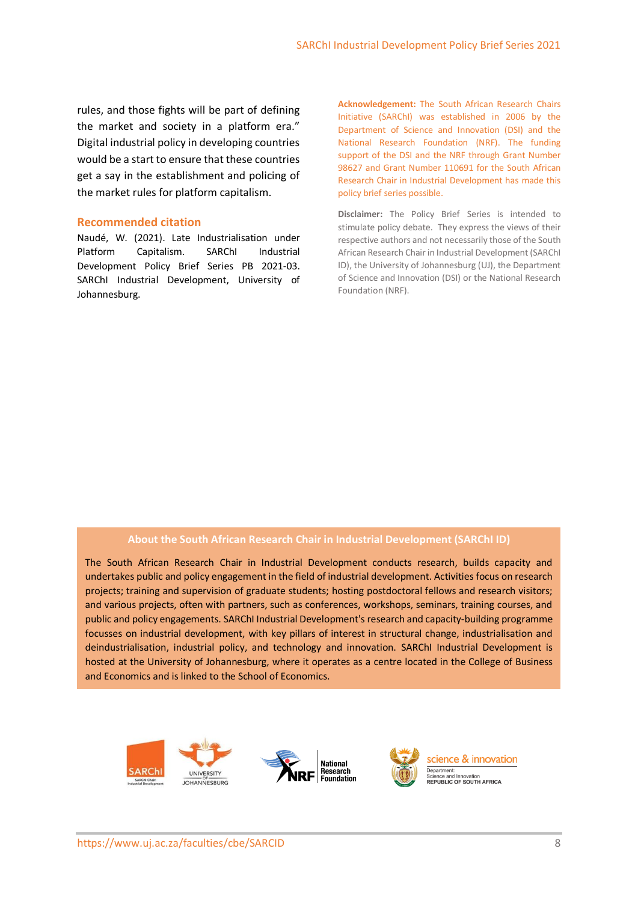rules, and those fights will be part of defining the market and society in a platform era." Digital industrial policy in developing countries would be a start to ensure that these countries get a say in the establishment and policing of the market rules for platform capitalism.

## Recommended citation

Naudé, W. (2021). Late Industrialisation under Platform Capitalism. SARChI Industrial Development Policy Brief Series PB 2021-03. SARChI Industrial Development, University of Johannesburg.

**Acknowledgement:** The South African Research Chairs Initiative (SARChI) was established in 2006 by the Department of Science and Innovation (DSI) and the National Research Foundation (NRF). The funding support of the DSI and the NRF through Grant Number 98627 and Grant Number 110691 for the South African Research Chair in Industrial Development has made this policy brief series possible.

**Disclaimer:** The Policy Brief Series is intended to stimulate policy debate. They express the views of their respective authors and not necessarily those of the South African Research Chair in Industrial Development (SARChI ID), the University of Johannesburg (UJ), the Department of Science and Innovation (DSI) or the National Research Foundation (NRF).

## About the South African Research Chair in Industrial Development (SARChI ID)

The South African Research Chair in Industrial Development conducts research, builds capacity and undertakes public and policy engagement in the field of industrial development. Activities focus on research projects; training and supervision of graduate students; hosting postdoctoral fellows and research visitors; and various projects, often with partners, such as conferences, workshops, seminars, training courses, and public and policy engagements. SARChI Industrial Development's research and capacity-building programme focusses on industrial development, with key pillars of interest in structural change, industrialisation and deindustrialisation, industrial policy, and technology and innovation. SARChI Industrial Development is hosted at the University of Johannesburg, where it operates as a centre located in the College of Business and Economics and is linked to the School of Economics.

https://www.uj.ac.za/faculties/cbe/SARCID